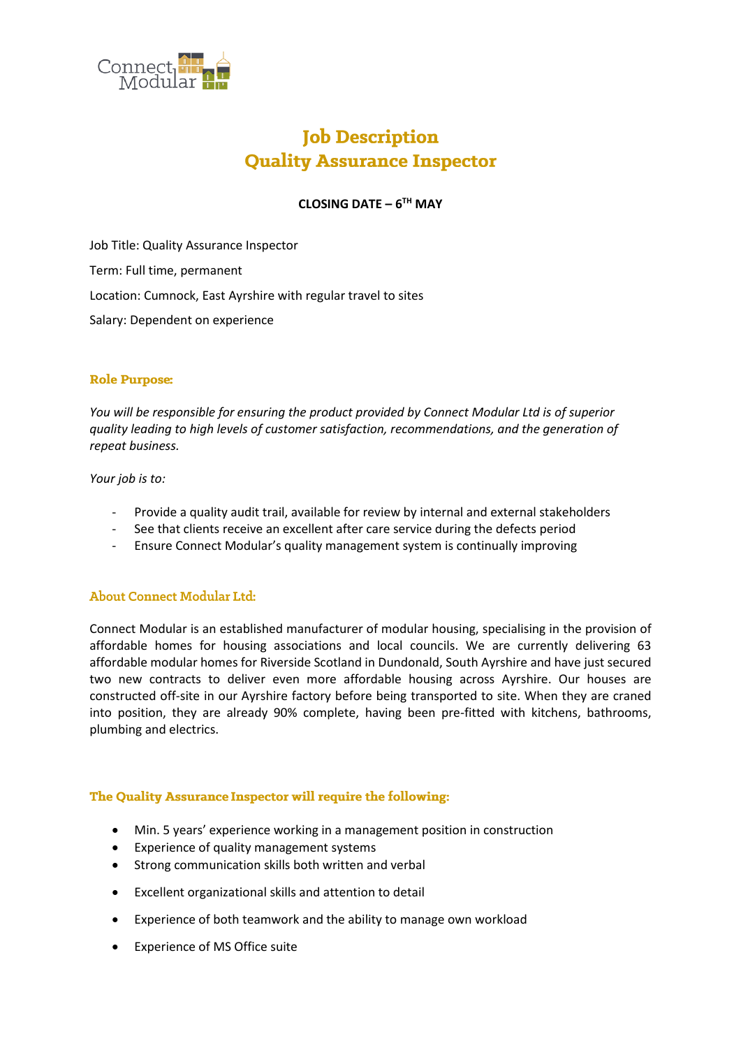Connect Modular

# Job Description
# Quality Assurance Inspector

**CLOSING DATE – 6TH MAY**

Job Title: Quality Assurance Inspector

Term: Full time, permanent

Location: Cumnock, East Ayrshire with regular travel to sites

Salary: Dependent on experience

## Role Purpose:

*You will be responsible for ensuring the product provided by Connect Modular Ltd is of superior quality leading to high levels of customer satisfaction, recommendations, and the generation of repeat business.*

*Your job is to:*

- Provide a quality audit trail, available for review by internal and external stakeholders
- See that clients receive an excellent after care service during the defects period
- Ensure Connect Modular's quality management system is continually improving

## About Connect Modular Ltd:

Connect Modular is an established manufacturer of modular housing, specialising in the provision of affordable homes for housing associations and local councils. We are currently delivering 63 affordable modular homes for Riverside Scotland in Dundonald, South Ayrshire and have just secured two new contracts to deliver even more affordable housing across Ayrshire. Our houses are constructed off-site in our Ayrshire factory before being transported to site. When they are craned into position, they are already 90% complete, having been pre-fitted with kitchens, bathrooms, plumbing and electrics.

## The Quality Assurance Inspector will require the following:

- Min. 5 years' experience working in a management position in construction
- Experience of quality management systems
- Strong communication skills both written and verbal
- Excellent organizational skills and attention to detail
- Experience of both teamwork and the ability to manage own workload
- Experience of MS Office suite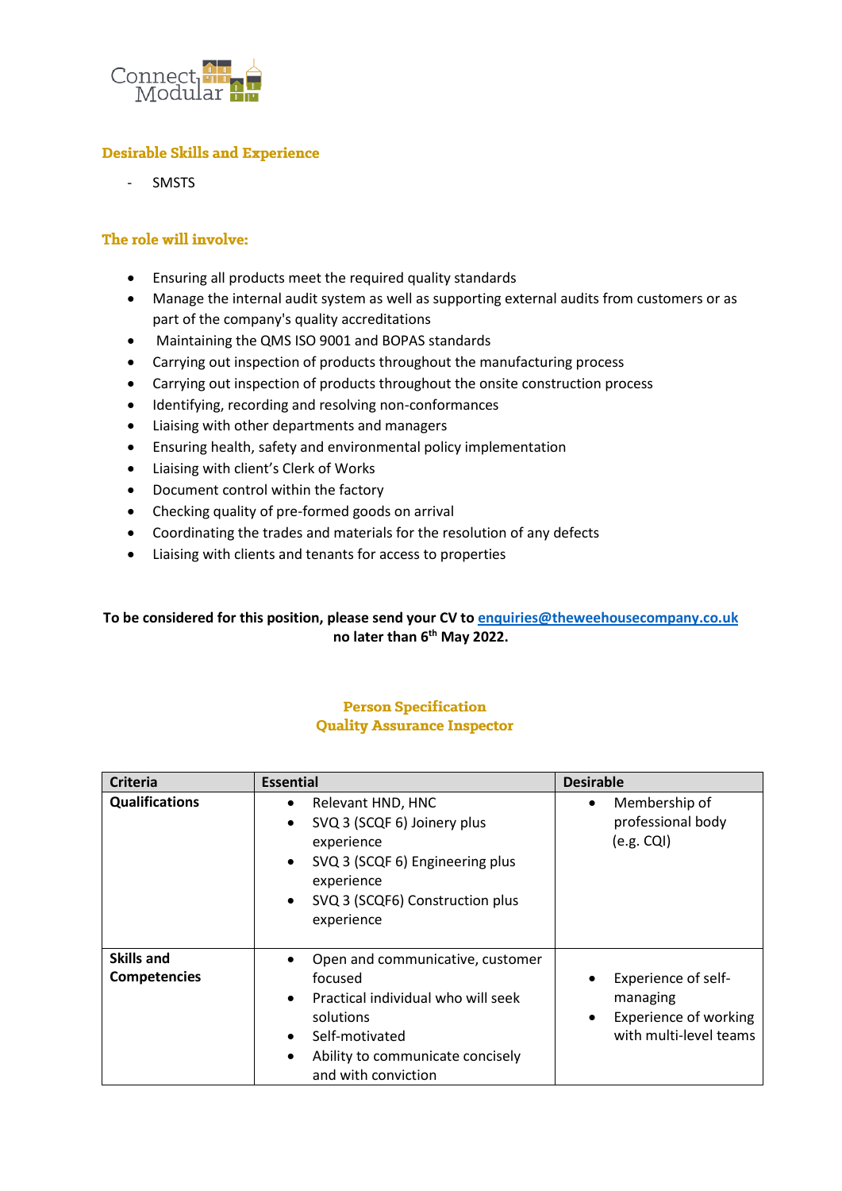### Desirable Skills and Experience

- SMSTS

### The role will involve:

- Ensuring all products meet the required quality standards
- Manage the internal audit system as well as supporting external audits from customers or as part of the company's quality accreditations
- Maintaining the QMS ISO 9001 and BOPAS standards
- Carrying out inspection of products throughout the manufacturing process
- Carrying out inspection of products throughout the onsite construction process
- Identifying, recording and resolving non-conformances
- Liaising with other departments and managers
- Ensuring health, safety and environmental policy implementation
- Liaising with client's Clerk of Works
- Document control within the factory
- Checking quality of pre-formed goods on arrival
- Coordinating the trades and materials for the resolution of any defects
- Liaising with clients and tenants for access to properties

**To be considered for this position, please send your CV to [enquiries@theweehousecompany.co.uk](mailto:enquiries@theweehousecompany.co.uk) no later than 6th May 2022.**

## Person Specification
## Quality Assurance Inspector

| Criteria | Essential | Desirable |
|---|---|---|
| **Qualifications** | • Relevant HND, HNC<br>• SVQ 3 (SCQF 6) Joinery plus experience<br>• SVQ 3 (SCQF 6) Engineering plus experience<br>• SVQ 3 (SCQF6) Construction plus experience | • Membership of professional body (e.g. CQI) |
| **Skills and Competencies** | • Open and communicative, customer focused<br>• Practical individual who will seek solutions<br>• Self-motivated<br>• Ability to communicate concisely and with conviction | • Experience of self-managing<br>• Experience of working with multi-level teams |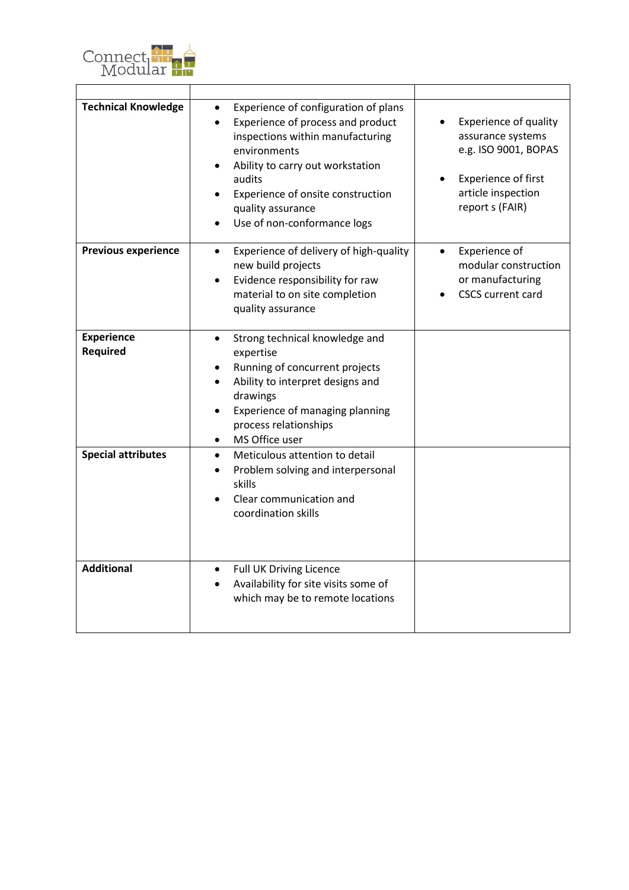| | | |
|---|---|---|
| **Technical Knowledge** | • Experience of configuration of plans<br>• Experience of process and product inspections within manufacturing environments<br>• Ability to carry out workstation audits<br>• Experience of onsite construction quality assurance<br>• Use of non-conformance logs | • Experience of quality assurance systems e.g. ISO 9001, BOPAS<br>• Experience of first article inspection report s (FAIR) |
| **Previous experience** | • Experience of delivery of high-quality new build projects<br>• Evidence responsibility for raw material to on site completion quality assurance | • Experience of modular construction or manufacturing<br>• CSCS current card |
| **Experience Required** | • Strong technical knowledge and expertise<br>• Running of concurrent projects<br>• Ability to interpret designs and drawings<br>• Experience of managing planning process relationships<br>• MS Office user | |
| **Special attributes** | • Meticulous attention to detail<br>• Problem solving and interpersonal skills<br>• Clear communication and coordination skills | |
| **Additional** | • Full UK Driving Licence<br>• Availability for site visits some of which may be to remote locations | |